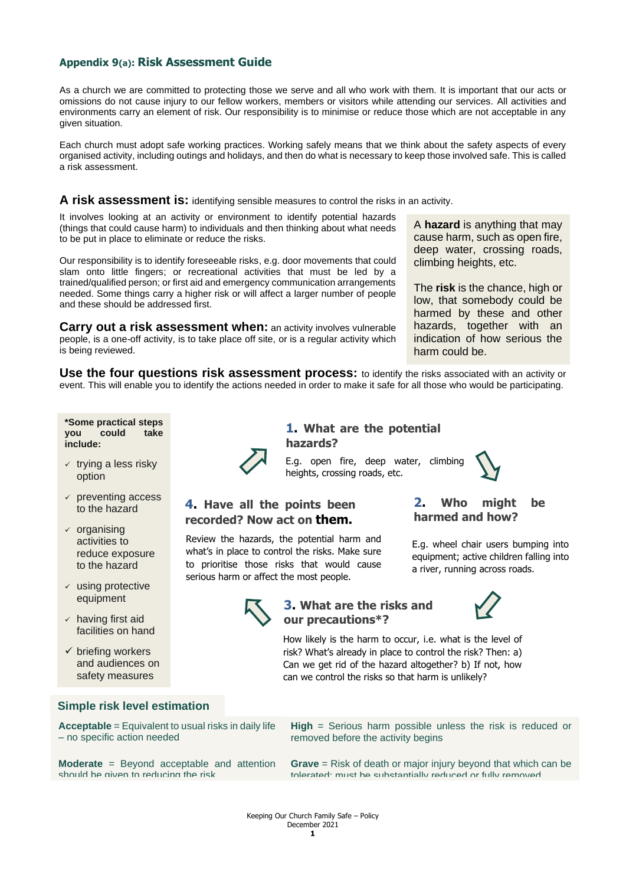## Appendix 9(a): Risk Assessment Guide

As a church we are committed to protecting those we serve and all who work with them. It is important that our acts or omissions do not cause injury to our fellow workers, members or visitors while attending our services. All activities and environments carry an element of risk. Our responsibility is to minimise or reduce those which are not acceptable in any given situation.

Each church must adopt safe working practices. Working safely means that we think about the safety aspects of every organised activity, including outings and holidays, and then do what is necessary to keep those involved safe. This is called a risk assessment.

**A risk assessment is:** identifying sensible measures to control the risks in an activity.

It involves looking at an activity or environment to identify potential hazards (things that could cause harm) to individuals and then thinking about what needs to be put in place to eliminate or reduce the risks.

Our responsibility is to identify foreseeable risks, e.g. door movements that could slam onto little fingers; or recreational activities that must be led by a trained/qualified person; or first aid and emergency communication arrangements needed. Some things carry a higher risk or will affect a larger number of people and these should be addressed first.

**Carry out a risk assessment when:** an activity involves vulnerable people, is a one-off activity, is to take place off site, or is a regular activity which is being reviewed.

A **hazard** is anything that may cause harm, such as open fire, deep water, crossing roads, climbing heights, etc.

The **risk** is the chance, high or low, that somebody could be harmed by these and other hazards, together with an indication of how serious the harm could be.

**Use the four questions risk assessment process:** to identify the risks associated with an activity or event. This will enable you to identify the actions needed in order to make it safe for all those who would be participating.

### 1. What are the potential hazards?

E.g. open fire, deep water, climbing heights, crossing roads, etc.

### 2. Who might be harmed and how?

E.g. wheel chair users bumping into equipment; active children falling into a river, running across roads.

### 3. What are the risks and our precautions*?

How likely is the harm to occur, i.e. what is the level of risk? What's already in place to control the risk? Then: a) Can we get rid of the hazard altogether? b) If not, how can we control the risks so that harm is unlikely?

### 4. Have all the points been recorded? Now act on them.

Review the hazards, the potential harm and what's in place to control the risks. Make sure to prioritise those risks that would cause serious harm or affect the most people.

**\*Some practical steps you could take include:**

- ✓ trying a less risky option
- ✓ preventing access to the hazard
- ✓ organising activities to reduce exposure to the hazard
- ✓ using protective equipment
- ✓ having first aid facilities on hand
- ✓ briefing workers and audiences on safety measures

### Simple risk level estimation

**Acceptable** = Equivalent to usual risks in daily life – no specific action needed

**Moderate** = Beyond acceptable and attention should be given to reducing the risk

**High** = Serious harm possible unless the risk is reduced or removed before the activity begins

**Grave** = Risk of death or major injury beyond that which can be tolerated; must be substantially reduced or fully removed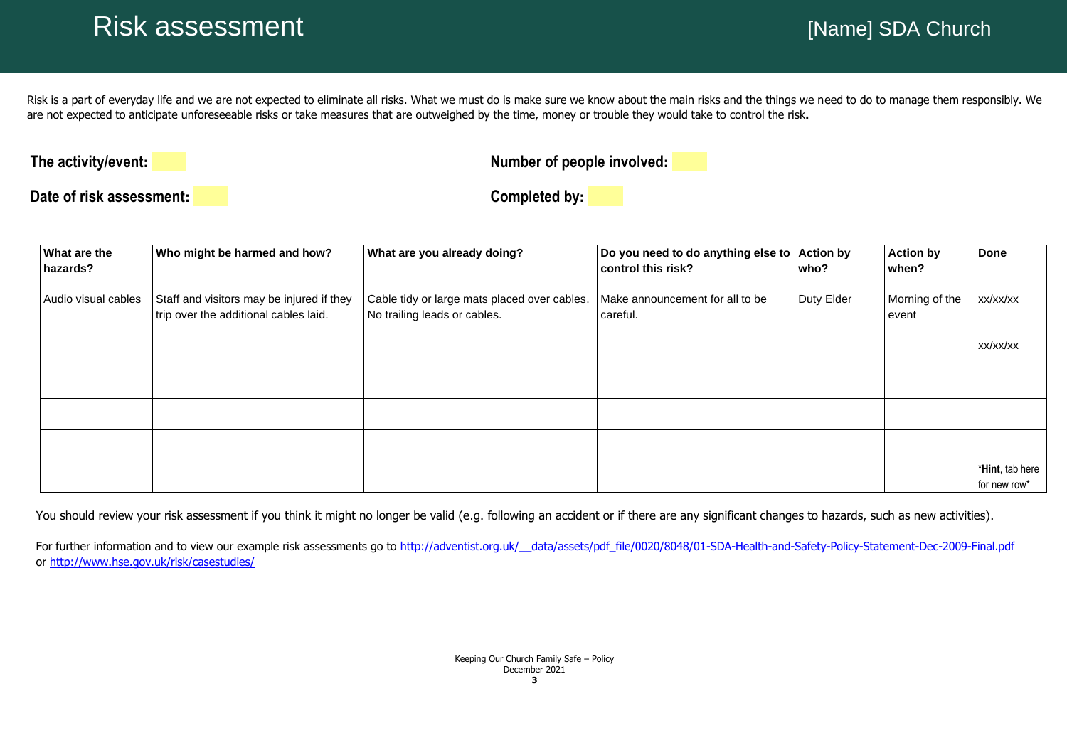# Risk assessment

[Name] SDA Church

Risk is a part of everyday life and we are not expected to eliminate all risks. What we must do is make sure we know about the main risks and the things we need to do to manage them responsibly. We are not expected to anticipate unforeseeable risks or take measures that are outweighed by the time, money or trouble they would take to control the risk**.**

**The activity/event:** 

**Number of people involved:** 

**Date of risk assessment:** 

**Completed by:** 

| What are the hazards? | Who might be harmed and how? | What are you already doing? | Do you need to do anything else to control this risk? | Action by who? | Action by when? | Done |
|---|---|---|---|---|---|---|
| Audio visual cables | Staff and visitors may be injured if they trip over the additional cables laid. | Cable tidy or large mats placed over cables. No trailing leads or cables. | Make announcement for all to be careful. | Duty Elder | Morning of the event | xx/xx/xx<br><br>xx/xx/xx |
| | | | | | | |
| | | | | | | |
| | | | | | | |
| | | | | | | *Hint, tab here for new row* |

You should review your risk assessment if you think it might no longer be valid (e.g. following an accident or if there are any significant changes to hazards, such as new activities).

For further information and to view our example risk assessments go to http://adventist.org.uk/__data/assets/pdf_file/0020/8048/01-SDA-Health-and-Safety-Policy-Statement-Dec-2009-Final.pdf or http://www.hse.gov.uk/risk/casestudies/

Keeping Our Church Family Safe – Policy
December 2021